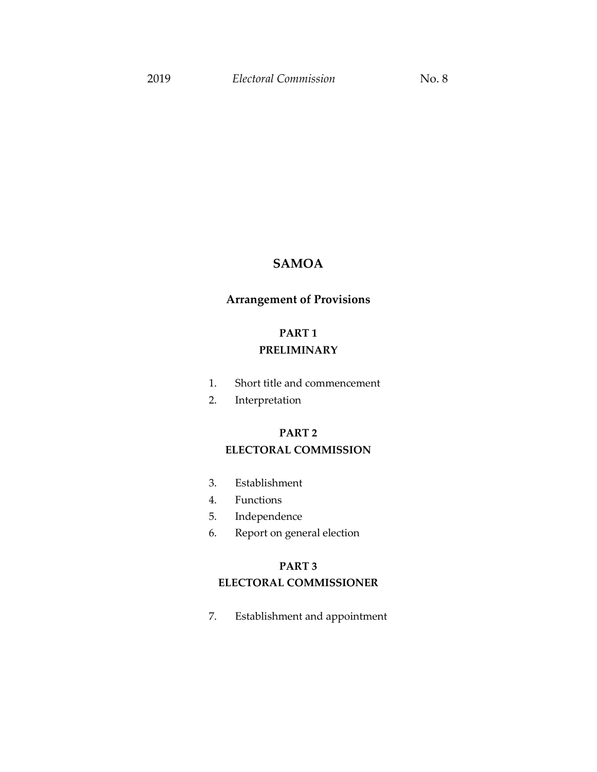# SAMOA

## Arrangement of Provisions

### PART 1
### PRELIMINARY

1. Short title and commencement
2. Interpretation

### PART 2
### ELECTORAL COMMISSION

3. Establishment
4. Functions
5. Independence
6. Report on general election

### PART 3
### ELECTORAL COMMISSIONER

7. Establishment and appointment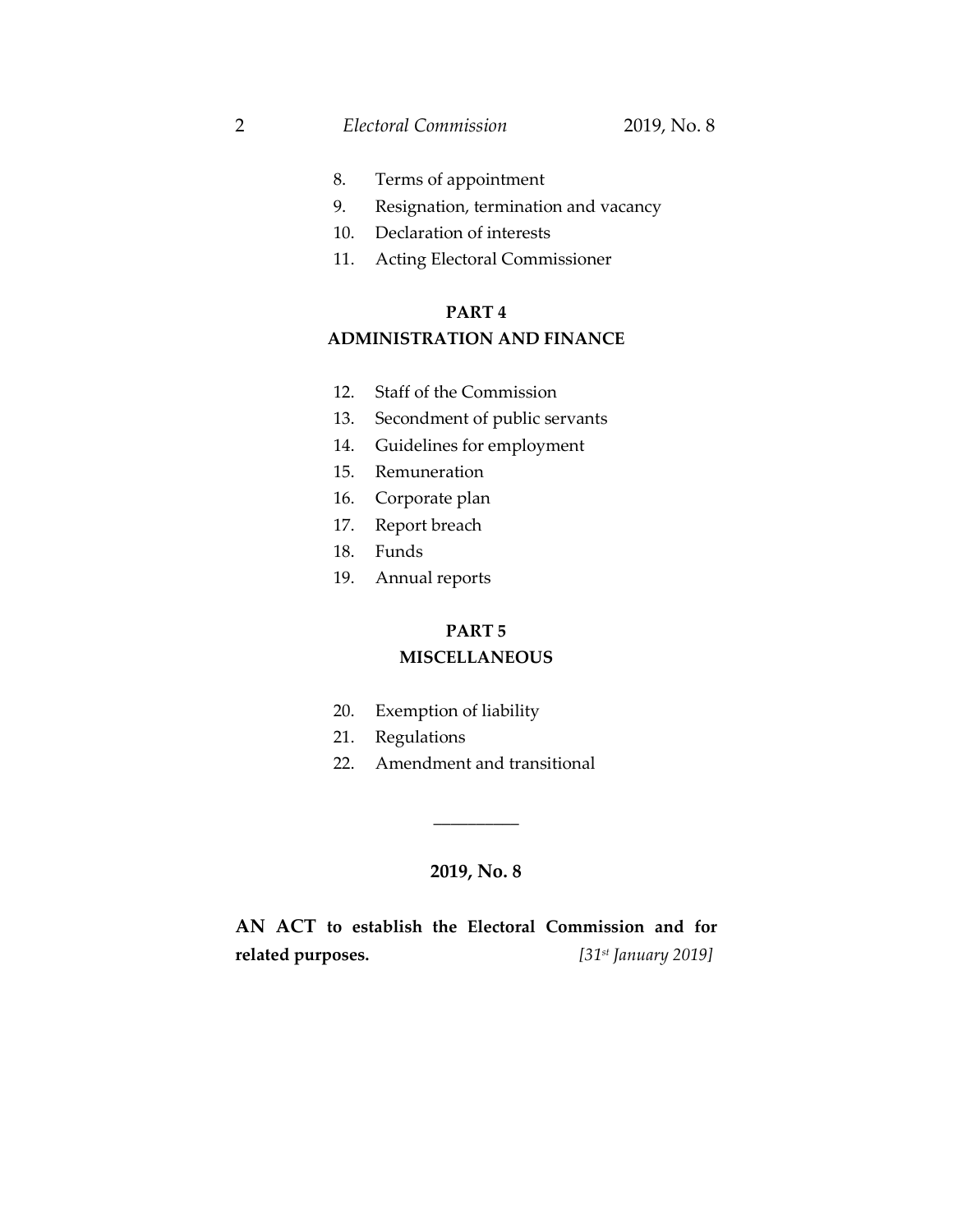8. Terms of appointment
9. Resignation, termination and vacancy
10. Declaration of interests
11. Acting Electoral Commissioner

**PART 4**
**ADMINISTRATION AND FINANCE**

12. Staff of the Commission
13. Secondment of public servants
14. Guidelines for employment
15. Remuneration
16. Corporate plan
17. Report breach
18. Funds
19. Annual reports

**PART 5**
**MISCELLANEOUS**

20. Exemption of liability
21. Regulations
22. Amendment and transitional

---

**2019, No. 8**

**AN ACT to establish the Electoral Commission and for related purposes.** *[31st January 2019]*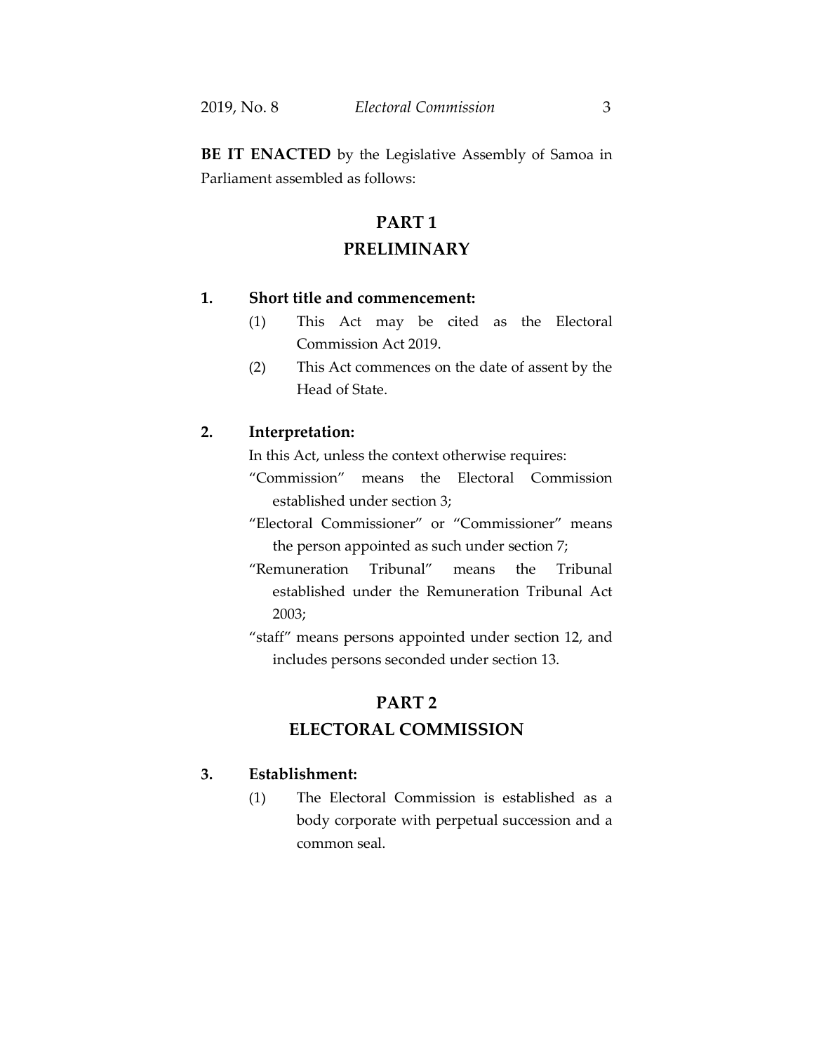**BE IT ENACTED** by the Legislative Assembly of Samoa in Parliament assembled as follows:

## PART 1
## PRELIMINARY

**1. Short title and commencement:**

(1) This Act may be cited as the Electoral Commission Act 2019.

(2) This Act commences on the date of assent by the Head of State.

**2. Interpretation:**

In this Act, unless the context otherwise requires:

"Commission" means the Electoral Commission established under section 3;

"Electoral Commissioner" or "Commissioner" means the person appointed as such under section 7;

"Remuneration Tribunal" means the Tribunal established under the Remuneration Tribunal Act 2003;

"staff" means persons appointed under section 12, and includes persons seconded under section 13.

## PART 2
## ELECTORAL COMMISSION

**3. Establishment:**

(1) The Electoral Commission is established as a body corporate with perpetual succession and a common seal.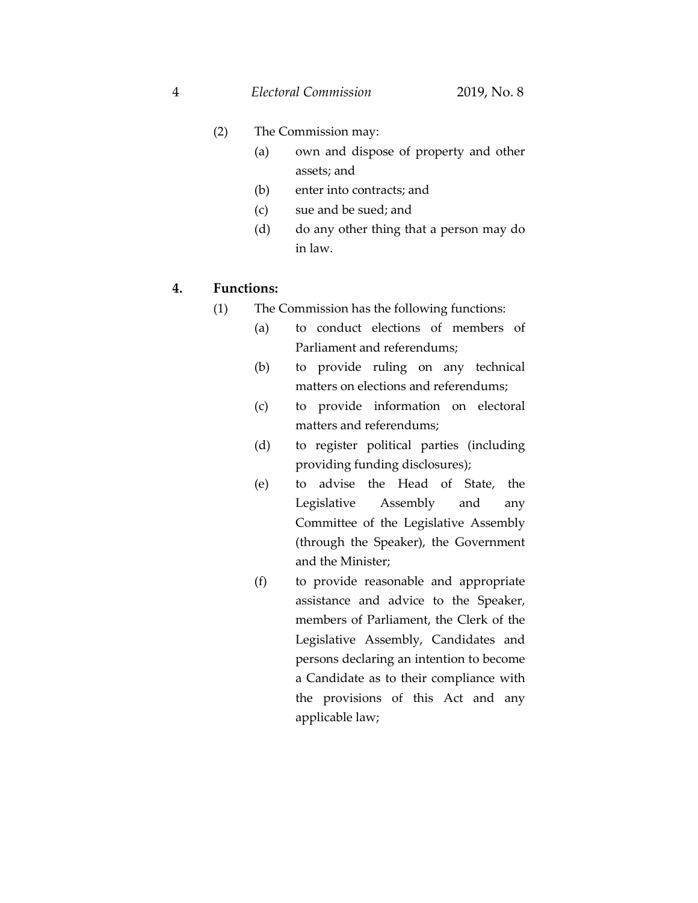(2) The Commission may:

(a) own and dispose of property and other assets; and

(b) enter into contracts; and

(c) sue and be sued; and

(d) do any other thing that a person may do in law.

**4. Functions:**

(1) The Commission has the following functions:

(a) to conduct elections of members of Parliament and referendums;

(b) to provide ruling on any technical matters on elections and referendums;

(c) to provide information on electoral matters and referendums;

(d) to register political parties (including providing funding disclosures);

(e) to advise the Head of State, the Legislative Assembly and any Committee of the Legislative Assembly (through the Speaker), the Government and the Minister;

(f) to provide reasonable and appropriate assistance and advice to the Speaker, members of Parliament, the Clerk of the Legislative Assembly, Candidates and persons declaring an intention to become a Candidate as to their compliance with the provisions of this Act and any applicable law;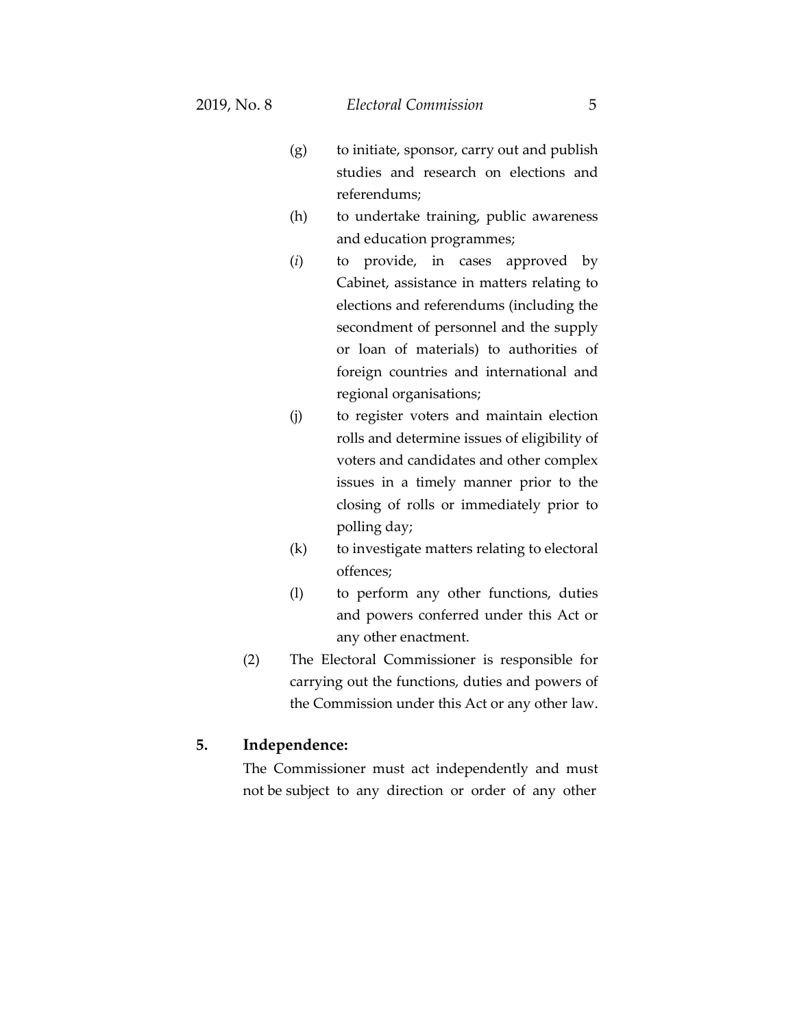(g) to initiate, sponsor, carry out and publish studies and research on elections and referendums;

(h) to undertake training, public awareness and education programmes;

(*i*) to provide, in cases approved by Cabinet, assistance in matters relating to elections and referendums (including the secondment of personnel and the supply or loan of materials) to authorities of foreign countries and international and regional organisations;

(j) to register voters and maintain election rolls and determine issues of eligibility of voters and candidates and other complex issues in a timely manner prior to the closing of rolls or immediately prior to polling day;

(k) to investigate matters relating to electoral offences;

(l) to perform any other functions, duties and powers conferred under this Act or any other enactment.

(2) The Electoral Commissioner is responsible for carrying out the functions, duties and powers of the Commission under this Act or any other law.

**5. Independence:**

The Commissioner must act independently and must not be subject to any direction or order of any other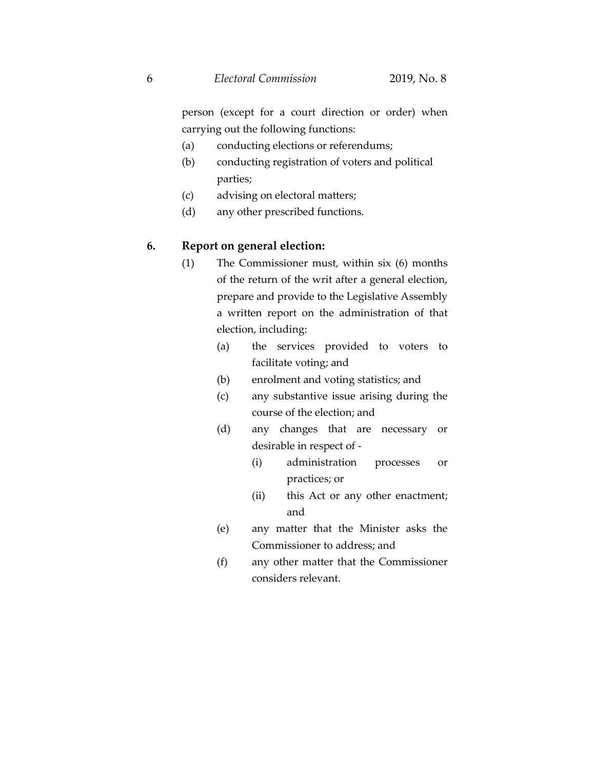person (except for a court direction or order) when carrying out the following functions:

(a) conducting elections or referendums;

(b) conducting registration of voters and political parties;

(c) advising on electoral matters;

(d) any other prescribed functions.

**6. Report on general election:**

(1) The Commissioner must, within six (6) months of the return of the writ after a general election, prepare and provide to the Legislative Assembly a written report on the administration of that election, including:

(a) the services provided to voters to facilitate voting; and

(b) enrolment and voting statistics; and

(c) any substantive issue arising during the course of the election; and

(d) any changes that are necessary or desirable in respect of -

(i) administration processes or practices; or

(ii) this Act or any other enactment; and

(e) any matter that the Minister asks the Commissioner to address; and

(f) any other matter that the Commissioner considers relevant.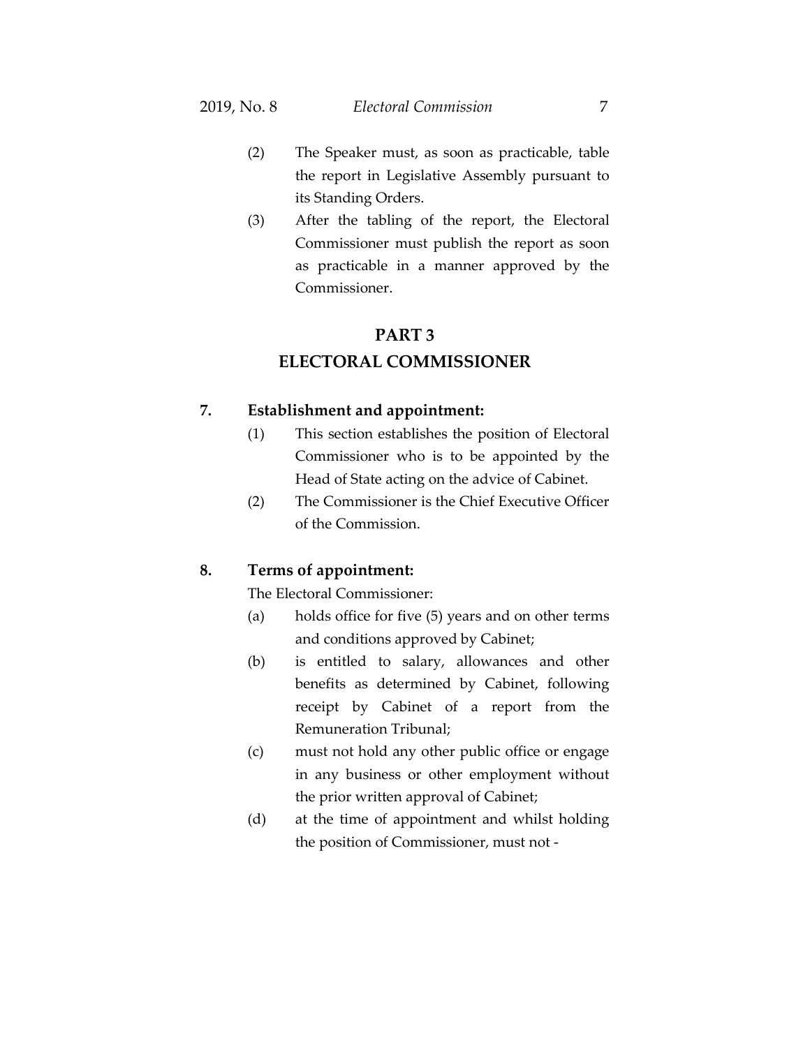(2) The Speaker must, as soon as practicable, table the report in Legislative Assembly pursuant to its Standing Orders.

(3) After the tabling of the report, the Electoral Commissioner must publish the report as soon as practicable in a manner approved by the Commissioner.

## PART 3
## ELECTORAL COMMISSIONER

**7. Establishment and appointment:**

(1) This section establishes the position of Electoral Commissioner who is to be appointed by the Head of State acting on the advice of Cabinet.

(2) The Commissioner is the Chief Executive Officer of the Commission.

**8. Terms of appointment:**

The Electoral Commissioner:

(a) holds office for five (5) years and on other terms and conditions approved by Cabinet;

(b) is entitled to salary, allowances and other benefits as determined by Cabinet, following receipt by Cabinet of a report from the Remuneration Tribunal;

(c) must not hold any other public office or engage in any business or other employment without the prior written approval of Cabinet;

(d) at the time of appointment and whilst holding the position of Commissioner, must not -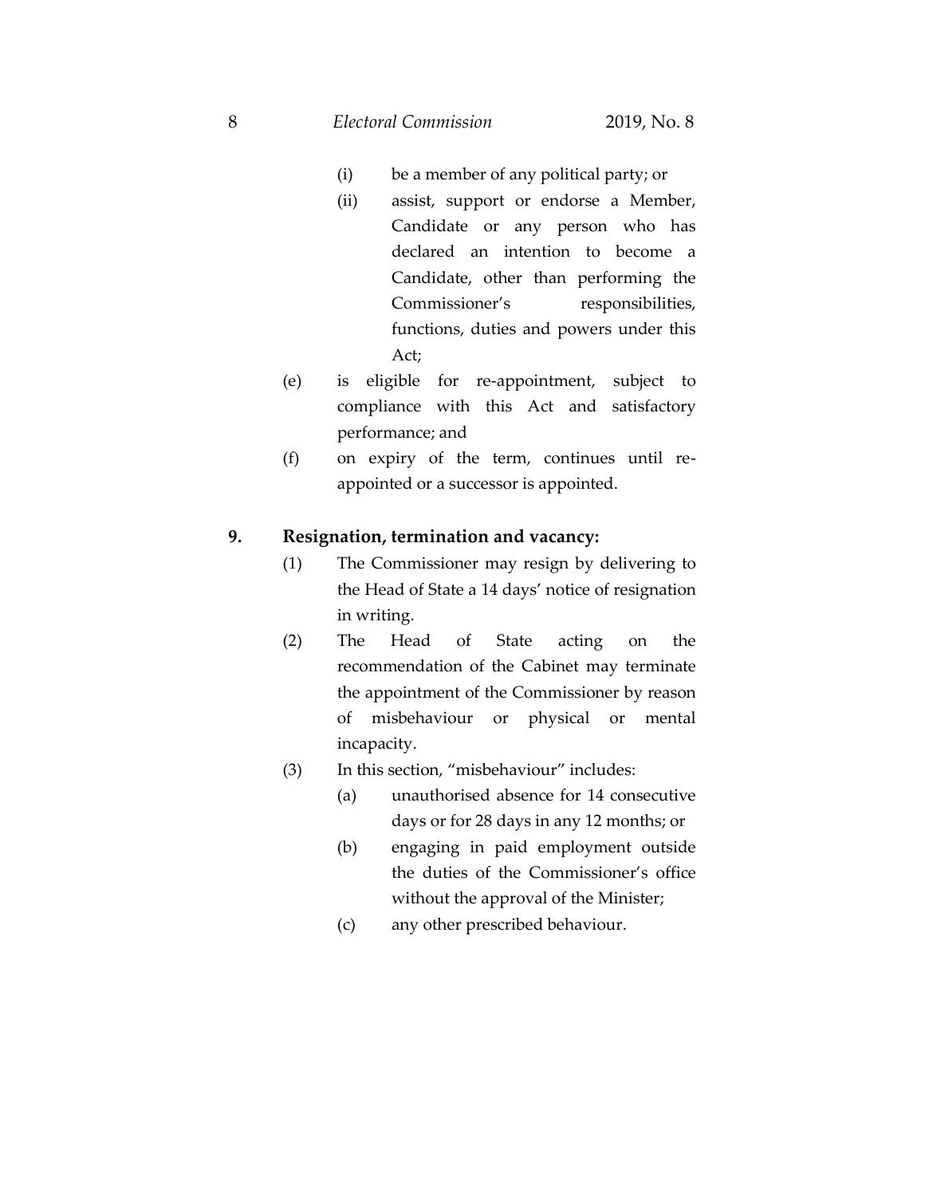(i) be a member of any political party; or

(ii) assist, support or endorse a Member, Candidate or any person who has declared an intention to become a Candidate, other than performing the Commissioner's responsibilities, functions, duties and powers under this Act;

(e) is eligible for re-appointment, subject to compliance with this Act and satisfactory performance; and

(f) on expiry of the term, continues until re-appointed or a successor is appointed.

**9. Resignation, termination and vacancy:**

(1) The Commissioner may resign by delivering to the Head of State a 14 days' notice of resignation in writing.

(2) The Head of State acting on the recommendation of the Cabinet may terminate the appointment of the Commissioner by reason of misbehaviour or physical or mental incapacity.

(3) In this section, "misbehaviour" includes:

(a) unauthorised absence for 14 consecutive days or for 28 days in any 12 months; or

(b) engaging in paid employment outside the duties of the Commissioner's office without the approval of the Minister;

(c) any other prescribed behaviour.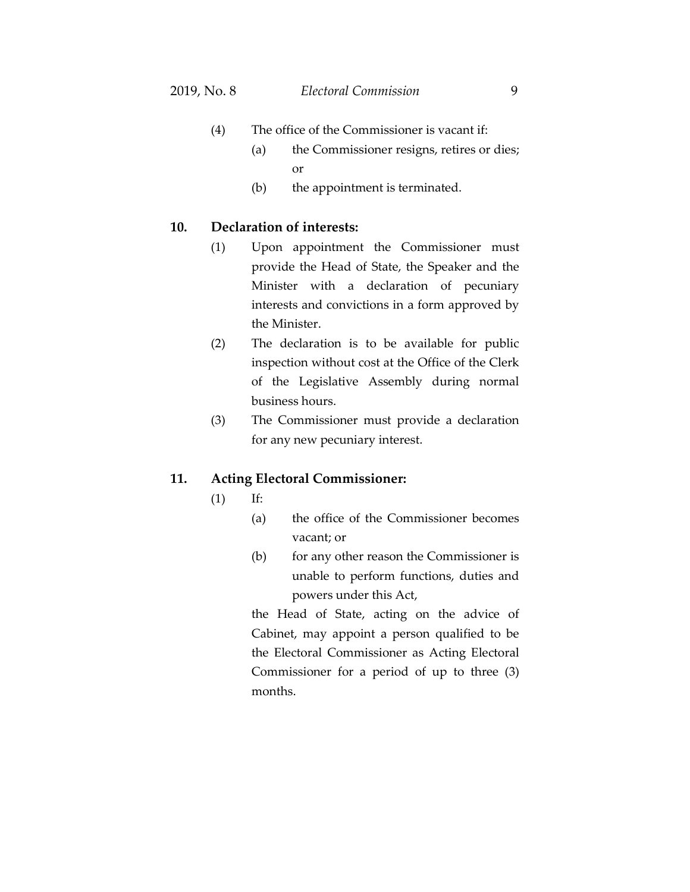(4) The office of the Commissioner is vacant if:

  (a) the Commissioner resigns, retires or dies; or

  (b) the appointment is terminated.

**10. Declaration of interests:**

(1) Upon appointment the Commissioner must provide the Head of State, the Speaker and the Minister with a declaration of pecuniary interests and convictions in a form approved by the Minister.

(2) The declaration is to be available for public inspection without cost at the Office of the Clerk of the Legislative Assembly during normal business hours.

(3) The Commissioner must provide a declaration for any new pecuniary interest.

**11. Acting Electoral Commissioner:**

(1) If:

  (a) the office of the Commissioner becomes vacant; or

  (b) for any other reason the Commissioner is unable to perform functions, duties and powers under this Act,

the Head of State, acting on the advice of Cabinet, may appoint a person qualified to be the Electoral Commissioner as Acting Electoral Commissioner for a period of up to three (3) months.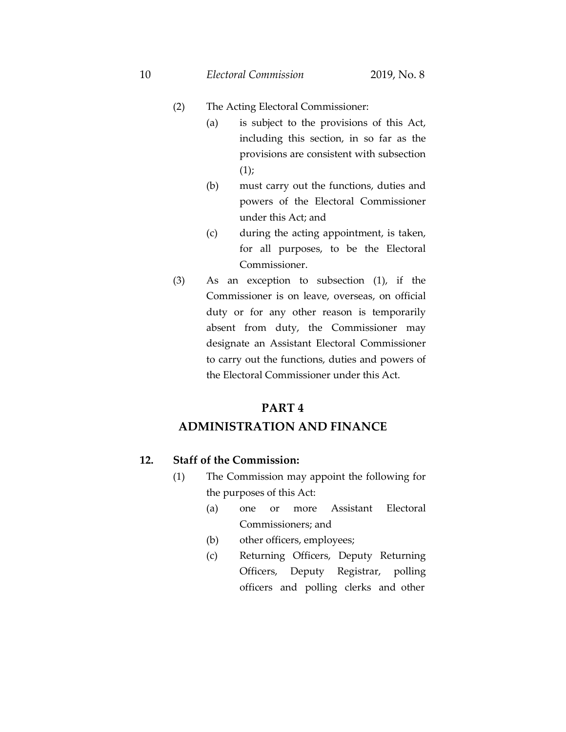(2) The Acting Electoral Commissioner:

(a) is subject to the provisions of this Act, including this section, in so far as the provisions are consistent with subsection (1);

(b) must carry out the functions, duties and powers of the Electoral Commissioner under this Act; and

(c) during the acting appointment, is taken, for all purposes, to be the Electoral Commissioner.

(3) As an exception to subsection (1), if the Commissioner is on leave, overseas, on official duty or for any other reason is temporarily absent from duty, the Commissioner may designate an Assistant Electoral Commissioner to carry out the functions, duties and powers of the Electoral Commissioner under this Act.

## PART 4
## ADMINISTRATION AND FINANCE

### 12. Staff of the Commission:

(1) The Commission may appoint the following for the purposes of this Act:

(a) one or more Assistant Electoral Commissioners; and

(b) other officers, employees;

(c) Returning Officers, Deputy Returning Officers, Deputy Registrar, polling officers and polling clerks and other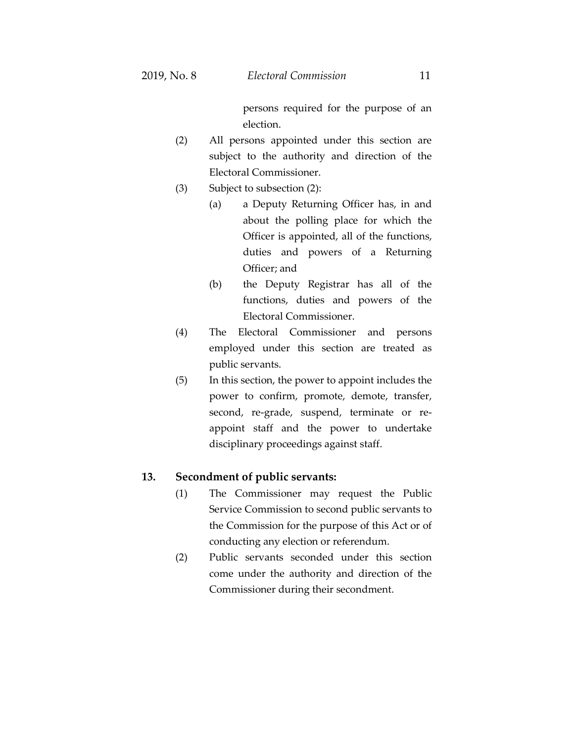persons required for the purpose of an election.

(2) All persons appointed under this section are subject to the authority and direction of the Electoral Commissioner.

(3) Subject to subsection (2):

(a) a Deputy Returning Officer has, in and about the polling place for which the Officer is appointed, all of the functions, duties and powers of a Returning Officer; and

(b) the Deputy Registrar has all of the functions, duties and powers of the Electoral Commissioner.

(4) The Electoral Commissioner and persons employed under this section are treated as public servants.

(5) In this section, the power to appoint includes the power to confirm, promote, demote, transfer, second, re-grade, suspend, terminate or re-appoint staff and the power to undertake disciplinary proceedings against staff.

**13. Secondment of public servants:**

(1) The Commissioner may request the Public Service Commission to second public servants to the Commission for the purpose of this Act or of conducting any election or referendum.

(2) Public servants seconded under this section come under the authority and direction of the Commissioner during their secondment.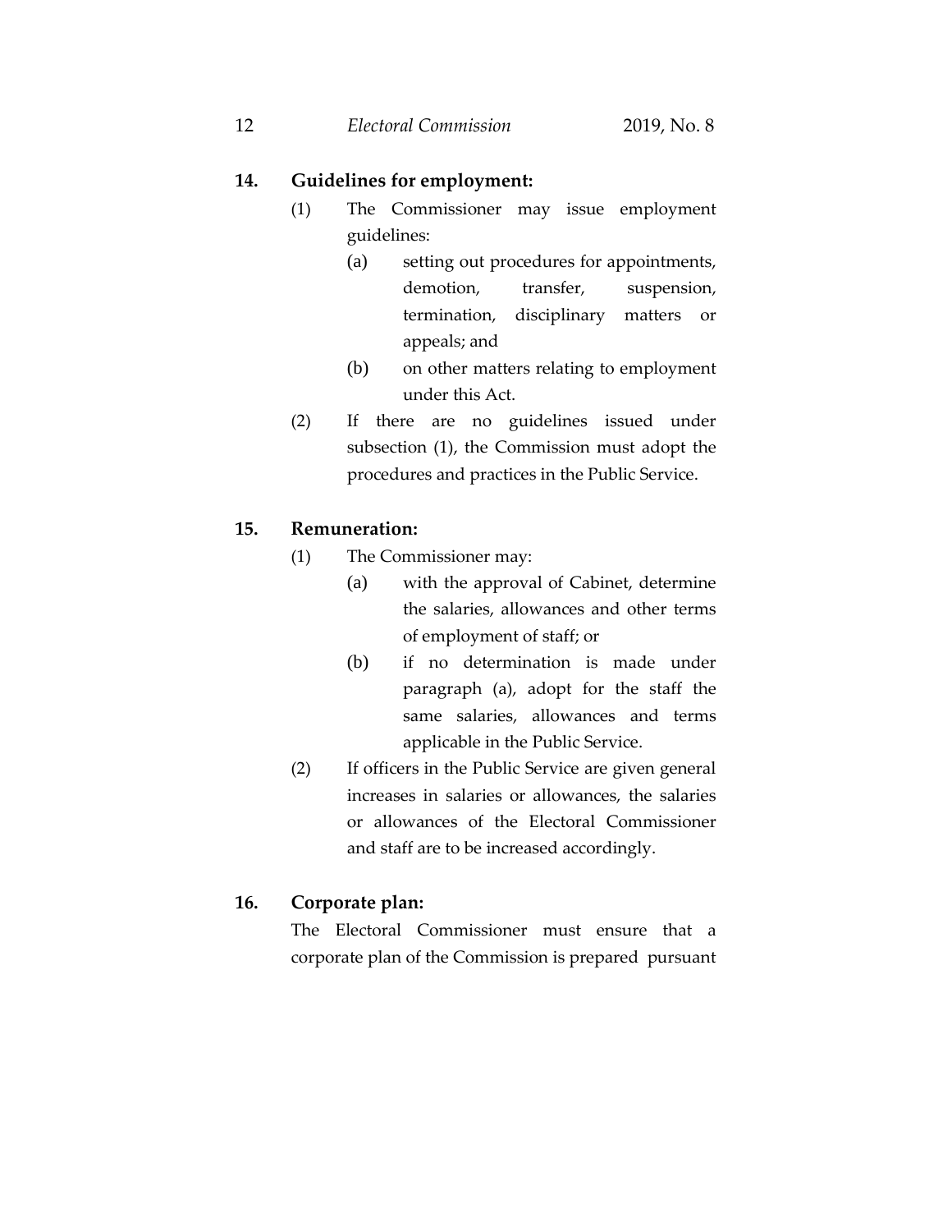## 14. Guidelines for employment:

(1) The Commissioner may issue employment guidelines:

(a) setting out procedures for appointments, demotion, transfer, suspension, termination, disciplinary matters or appeals; and

(b) on other matters relating to employment under this Act.

(2) If there are no guidelines issued under subsection (1), the Commission must adopt the procedures and practices in the Public Service.

## 15. Remuneration:

(1) The Commissioner may:

(a) with the approval of Cabinet, determine the salaries, allowances and other terms of employment of staff; or

(b) if no determination is made under paragraph (a), adopt for the staff the same salaries, allowances and terms applicable in the Public Service.

(2) If officers in the Public Service are given general increases in salaries or allowances, the salaries or allowances of the Electoral Commissioner and staff are to be increased accordingly.

## 16. Corporate plan:

The Electoral Commissioner must ensure that a corporate plan of the Commission is prepared pursuant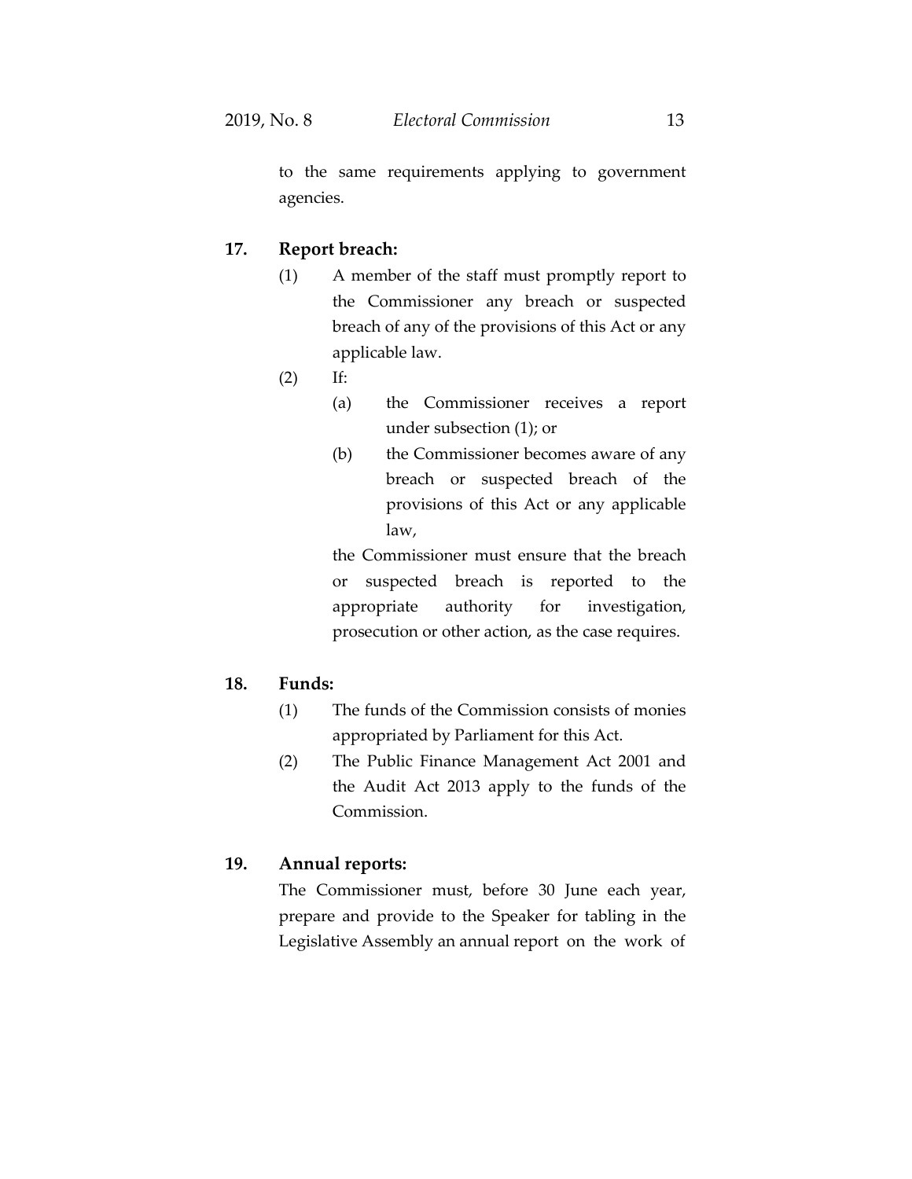to the same requirements applying to government agencies.

### 17. Report breach:

(1) A member of the staff must promptly report to the Commissioner any breach or suspected breach of any of the provisions of this Act or any applicable law.

(2) If:

(a) the Commissioner receives a report under subsection (1); or

(b) the Commissioner becomes aware of any breach or suspected breach of the provisions of this Act or any applicable law,

the Commissioner must ensure that the breach or suspected breach is reported to the appropriate authority for investigation, prosecution or other action, as the case requires.

### 18. Funds:

(1) The funds of the Commission consists of monies appropriated by Parliament for this Act.

(2) The Public Finance Management Act 2001 and the Audit Act 2013 apply to the funds of the Commission.

### 19. Annual reports:

The Commissioner must, before 30 June each year, prepare and provide to the Speaker for tabling in the Legislative Assembly an annual report on the work of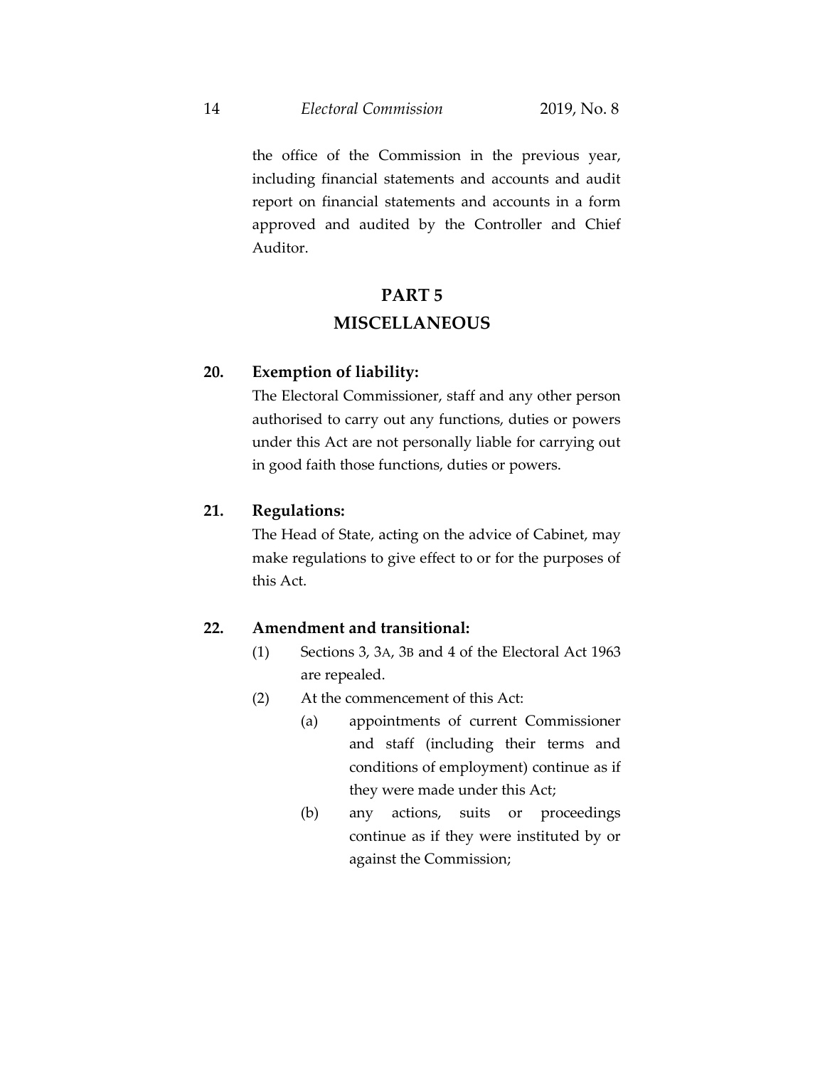the office of the Commission in the previous year, including financial statements and accounts and audit report on financial statements and accounts in a form approved and audited by the Controller and Chief Auditor.

## PART 5
## MISCELLANEOUS

**20. Exemption of liability:**

The Electoral Commissioner, staff and any other person authorised to carry out any functions, duties or powers under this Act are not personally liable for carrying out in good faith those functions, duties or powers.

**21. Regulations:**

The Head of State, acting on the advice of Cabinet, may make regulations to give effect to or for the purposes of this Act.

**22. Amendment and transitional:**

(1) Sections 3, 3A, 3B and 4 of the Electoral Act 1963 are repealed.

(2) At the commencement of this Act:

(a) appointments of current Commissioner and staff (including their terms and conditions of employment) continue as if they were made under this Act;

(b) any actions, suits or proceedings continue as if they were instituted by or against the Commission;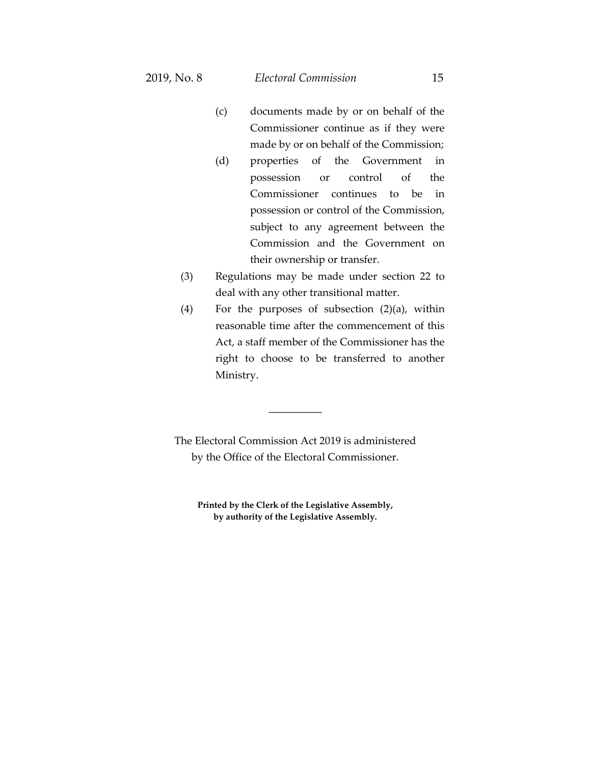(c) documents made by or on behalf of the Commissioner continue as if they were made by or on behalf of the Commission;

(d) properties of the Government in possession or control of the Commissioner continues to be in possession or control of the Commission, subject to any agreement between the Commission and the Government on their ownership or transfer.

(3) Regulations may be made under section 22 to deal with any other transitional matter.

(4) For the purposes of subsection (2)(a), within reasonable time after the commencement of this Act, a staff member of the Commissioner has the right to choose to be transferred to another Ministry.

---

The Electoral Commission Act 2019 is administered by the Office of the Electoral Commissioner.

**Printed by the Clerk of the Legislative Assembly, by authority of the Legislative Assembly.**